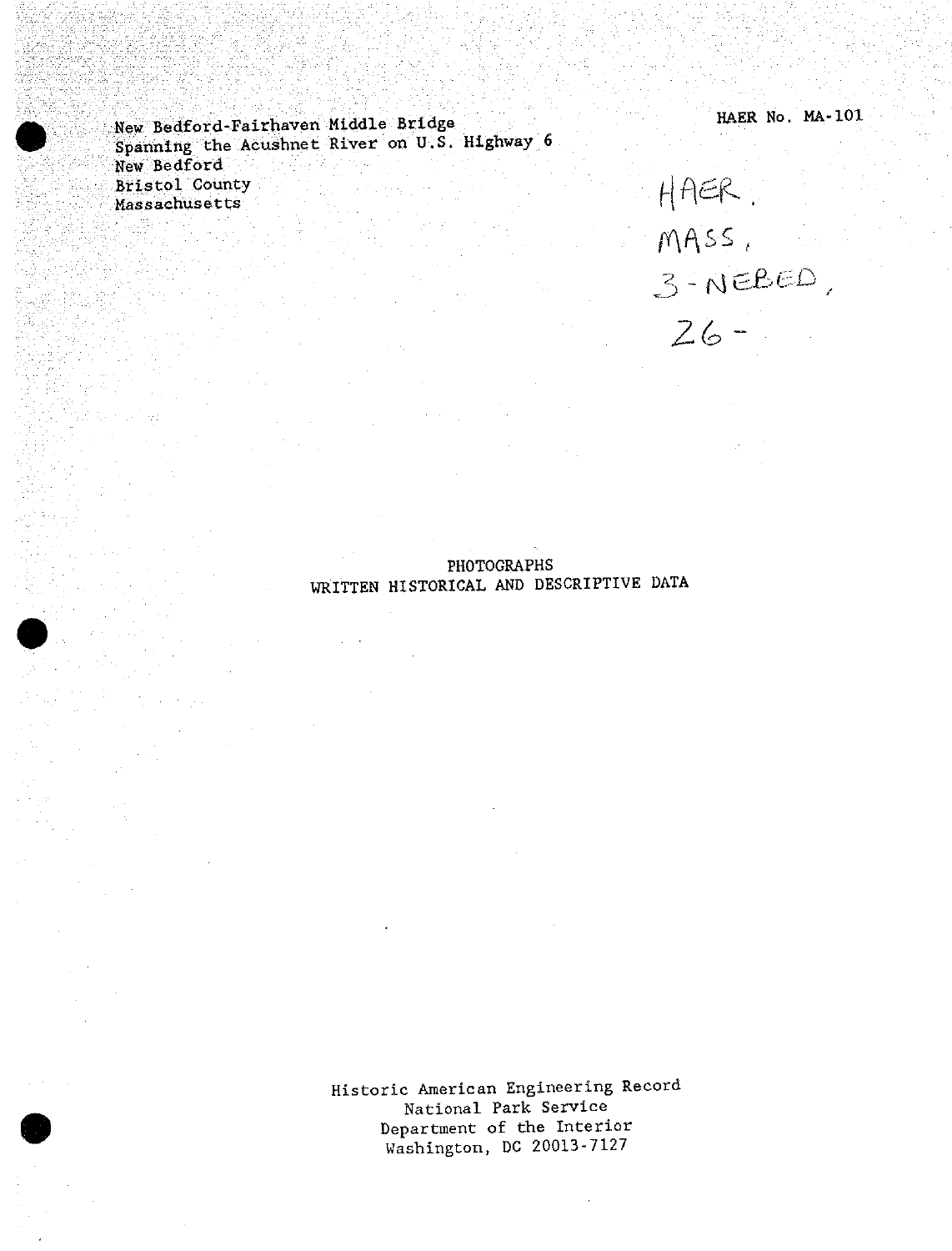New Bedford-Fairhaven Middle Bridge
Spanning the Acushnet River on U.S. Highway 6
New Bedford
Bristol County
Massachusetts

HAER No. MA-101

HAER.
MASS,
3-NEBED,
26-

PHOTOGRAPHS
WRITTEN HISTORICAL AND DESCRIPTIVE DATA

Historic American Engineering Record
National Park Service
Department of the Interior
Washington, DC 20013-7127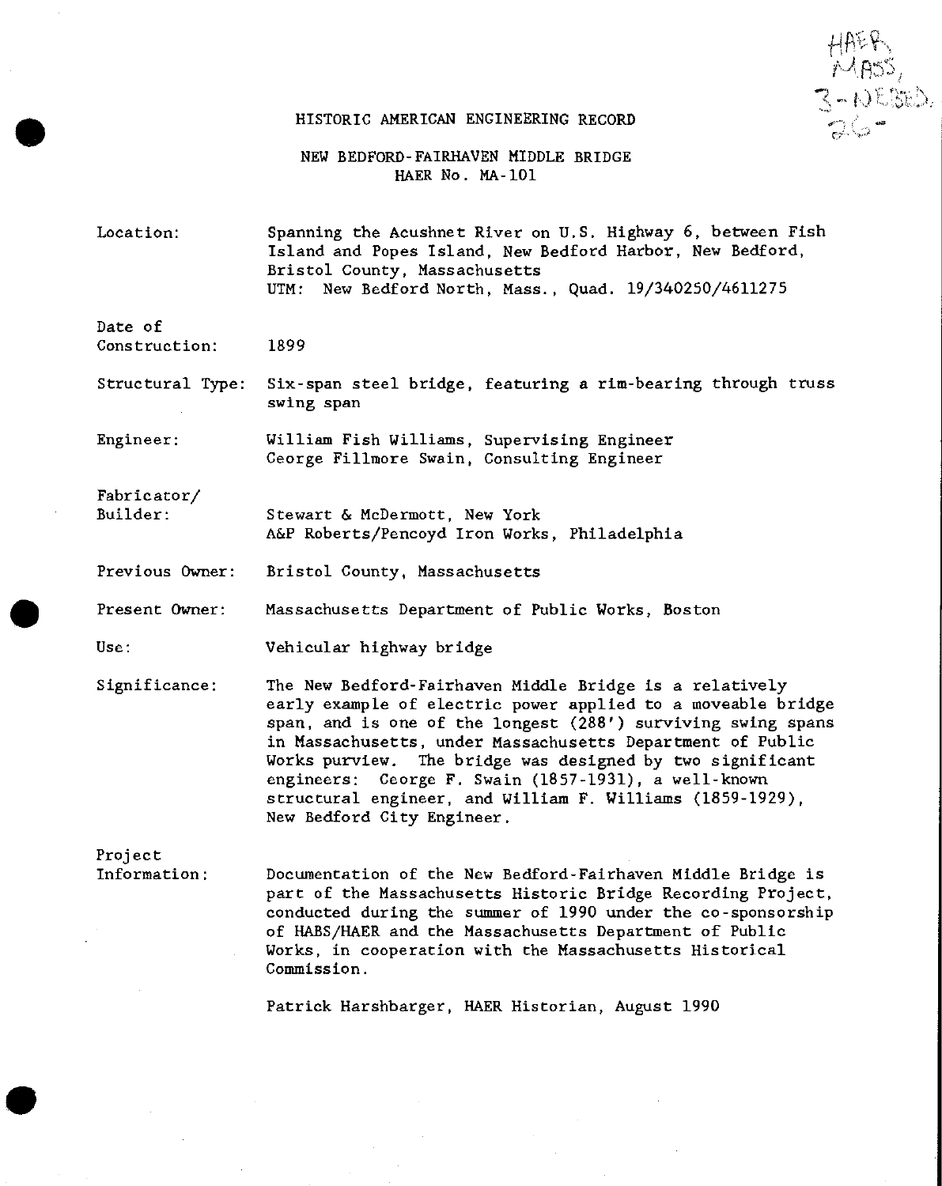HAER, MASS, 3-NEBED, 26-

# HISTORIC AMERICAN ENGINEERING RECORD

## NEW BEDFORD-FAIRHAVEN MIDDLE BRIDGE
### HAER No. MA-101

**Location:** Spanning the Acushnet River on U.S. Highway 6, between Fish Island and Popes Island, New Bedford Harbor, New Bedford, Bristol County, Massachusetts
UTM: New Bedford North, Mass., Quad. 19/340250/4611275

**Date of Construction:** 1899

**Structural Type:** Six-span steel bridge, featuring a rim-bearing through truss swing span

**Engineer:** William Fish Williams, Supervising Engineer
George Fillmore Swain, Consulting Engineer

**Fabricator/ Builder:** Stewart & McDermott, New York
A&P Roberts/Pencoyd Iron Works, Philadelphia

**Previous Owner:** Bristol County, Massachusetts

**Present Owner:** Massachusetts Department of Public Works, Boston

**Use:** Vehicular highway bridge

**Significance:** The New Bedford-Fairhaven Middle Bridge is a relatively early example of electric power applied to a moveable bridge span, and is one of the longest (288') surviving swing spans in Massachusetts, under Massachusetts Department of Public Works purview. The bridge was designed by two significant engineers: George F. Swain (1857-1931), a well-known structural engineer, and William F. Williams (1859-1929), New Bedford City Engineer.

**Project Information:** Documentation of the New Bedford-Fairhaven Middle Bridge is part of the Massachusetts Historic Bridge Recording Project, conducted during the summer of 1990 under the co-sponsorship of HABS/HAER and the Massachusetts Department of Public Works, in cooperation with the Massachusetts Historical Commission.

Patrick Harshbarger, HAER Historian, August 1990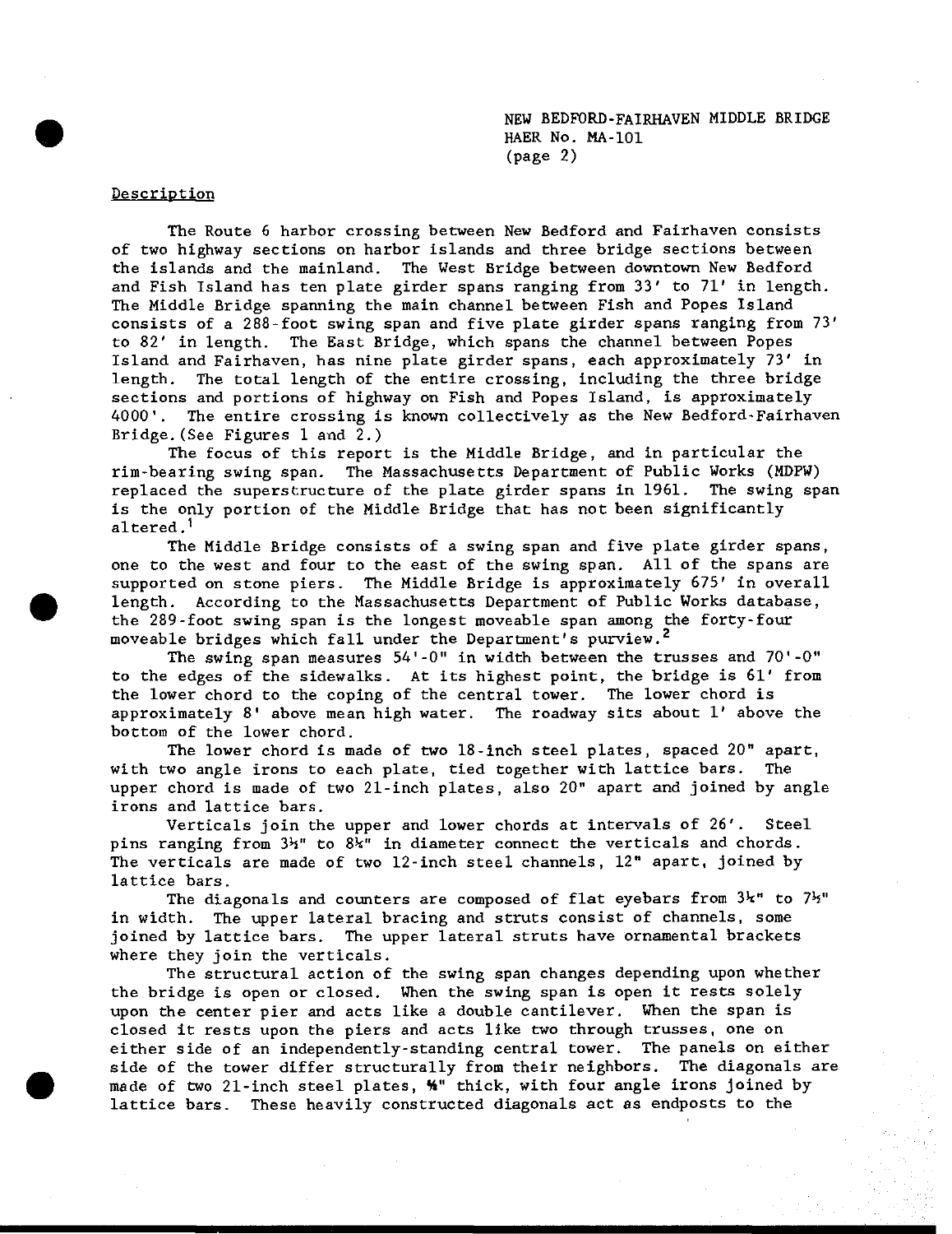## Description

The Route 6 harbor crossing between New Bedford and Fairhaven consists of two highway sections on harbor islands and three bridge sections between the islands and the mainland. The West Bridge between downtown New Bedford and Fish Island has ten plate girder spans ranging from 33' to 71' in length. The Middle Bridge spanning the main channel between Fish and Popes Island consists of a 288-foot swing span and five plate girder spans ranging from 73' to 82' in length. The East Bridge, which spans the channel between Popes Island and Fairhaven, has nine plate girder spans, each approximately 73' in length. The total length of the entire crossing, including the three bridge sections and portions of highway on Fish and Popes Island, is approximately 4000'. The entire crossing is known collectively as the New Bedford-Fairhaven Bridge. (See Figures 1 and 2.)

The focus of this report is the Middle Bridge, and in particular the rim-bearing swing span. The Massachusetts Department of Public Works (MDPW) replaced the superstructure of the plate girder spans in 1961. The swing span is the only portion of the Middle Bridge that has not been significantly altered.[1]

The Middle Bridge consists of a swing span and five plate girder spans, one to the west and four to the east of the swing span. All of the spans are supported on stone piers. The Middle Bridge is approximately 675' in overall length. According to the Massachusetts Department of Public Works database, the 289-foot swing span is the longest moveable span among the forty-four moveable bridges which fall under the Department's purview.[2]

The swing span measures 54'-0" in width between the trusses and 70'-0" to the edges of the sidewalks. At its highest point, the bridge is 61' from the lower chord to the coping of the central tower. The lower chord is approximately 8' above mean high water. The roadway sits about 1' above the bottom of the lower chord.

The lower chord is made of two 18-inch steel plates, spaced 20" apart, with two angle irons to each plate, tied together with lattice bars. The upper chord is made of two 21-inch plates, also 20" apart and joined by angle irons and lattice bars.

Verticals join the upper and lower chords at intervals of 26'. Steel pins ranging from 3½" to 8½" in diameter connect the verticals and chords. The verticals are made of two 12-inch steel channels, 12" apart, joined by lattice bars.

The diagonals and counters are composed of flat eyebars from 3¼" to 7½" in width. The upper lateral bracing and struts consist of channels, some joined by lattice bars. The upper lateral struts have ornamental brackets where they join the verticals.

The structural action of the swing span changes depending upon whether the bridge is open or closed. When the swing span is open it rests solely upon the center pier and acts like a double cantilever. When the span is closed it rests upon the piers and acts like two through trusses, one on either side of an independently-standing central tower. The panels on either side of the tower differ structurally from their neighbors. The diagonals are made of two 21-inch steel plates, ⅝" thick, with four angle irons joined by lattice bars. These heavily constructed diagonals act as endposts to the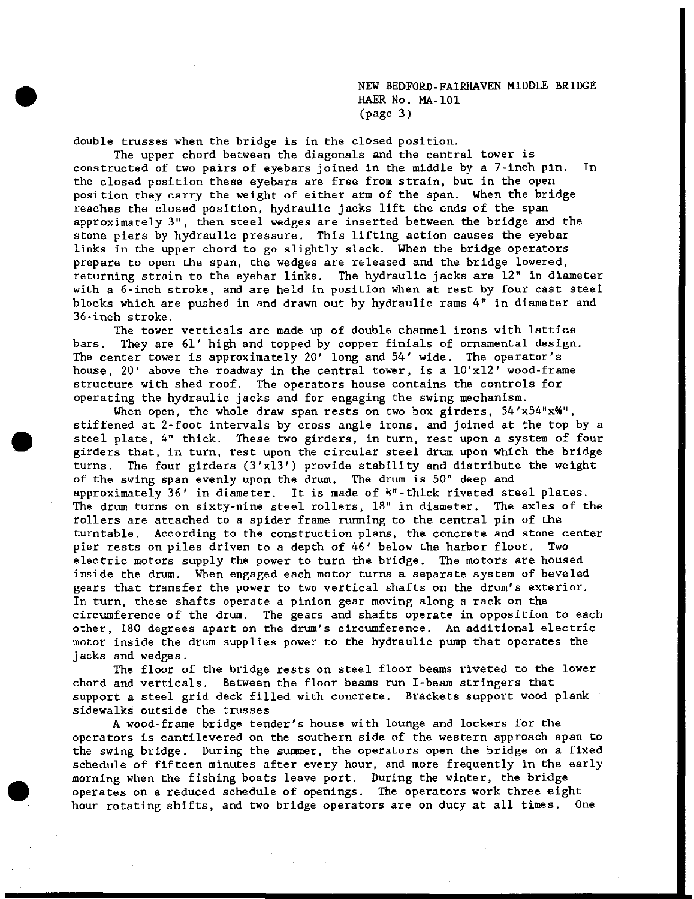double trusses when the bridge is in the closed position.

The upper chord between the diagonals and the central tower is constructed of two pairs of eyebars joined in the middle by a 7-inch pin. In the closed position these eyebars are free from strain, but in the open position they carry the weight of either arm of the span. When the bridge reaches the closed position, hydraulic jacks lift the ends of the span approximately 3", then steel wedges are inserted between the bridge and the stone piers by hydraulic pressure. This lifting action causes the eyebar links in the upper chord to go slightly slack. When the bridge operators prepare to open the span, the wedges are released and the bridge lowered, returning strain to the eyebar links. The hydraulic jacks are 12" in diameter with a 6-inch stroke, and are held in position when at rest by four cast steel blocks which are pushed in and drawn out by hydraulic rams 4" in diameter and 36-inch stroke.

The tower verticals are made up of double channel irons with lattice bars. They are 61' high and topped by copper finials of ornamental design. The center tower is approximately 20' long and 54' wide. The operator's house, 20' above the roadway in the central tower, is a 10'x12' wood-frame structure with shed roof. The operators house contains the controls for operating the hydraulic jacks and for engaging the swing mechanism.

When open, the whole draw span rests on two box girders, 54'x54"x¾", stiffened at 2-foot intervals by cross angle irons, and joined at the top by a steel plate, 4" thick. These two girders, in turn, rest upon a system of four girders that, in turn, rest upon the circular steel drum upon which the bridge turns. The four girders (3'x13') provide stability and distribute the weight of the swing span evenly upon the drum. The drum is 50" deep and approximately 36' in diameter. It is made of ½"-thick riveted steel plates. The drum turns on sixty-nine steel rollers, 18" in diameter. The axles of the rollers are attached to a spider frame running to the central pin of the turntable. According to the construction plans, the concrete and stone center pier rests on piles driven to a depth of 46' below the harbor floor. Two electric motors supply the power to turn the bridge. The motors are housed inside the drum. When engaged each motor turns a separate system of beveled gears that transfer the power to two vertical shafts on the drum's exterior. In turn, these shafts operate a pinion gear moving along a rack on the circumference of the drum. The gears and shafts operate in opposition to each other, 180 degrees apart on the drum's circumference. An additional electric motor inside the drum supplies power to the hydraulic pump that operates the jacks and wedges.

The floor of the bridge rests on steel floor beams riveted to the lower chord and verticals. Between the floor beams run I-beam stringers that support a steel grid deck filled with concrete. Brackets support wood plank sidewalks outside the trusses

A wood-frame bridge tender's house with lounge and lockers for the operators is cantilevered on the southern side of the western approach span to the swing bridge. During the summer, the operators open the bridge on a fixed schedule of fifteen minutes after every hour, and more frequently in the early morning when the fishing boats leave port. During the winter, the bridge operates on a reduced schedule of openings. The operators work three eight hour rotating shifts, and two bridge operators are on duty at all times. One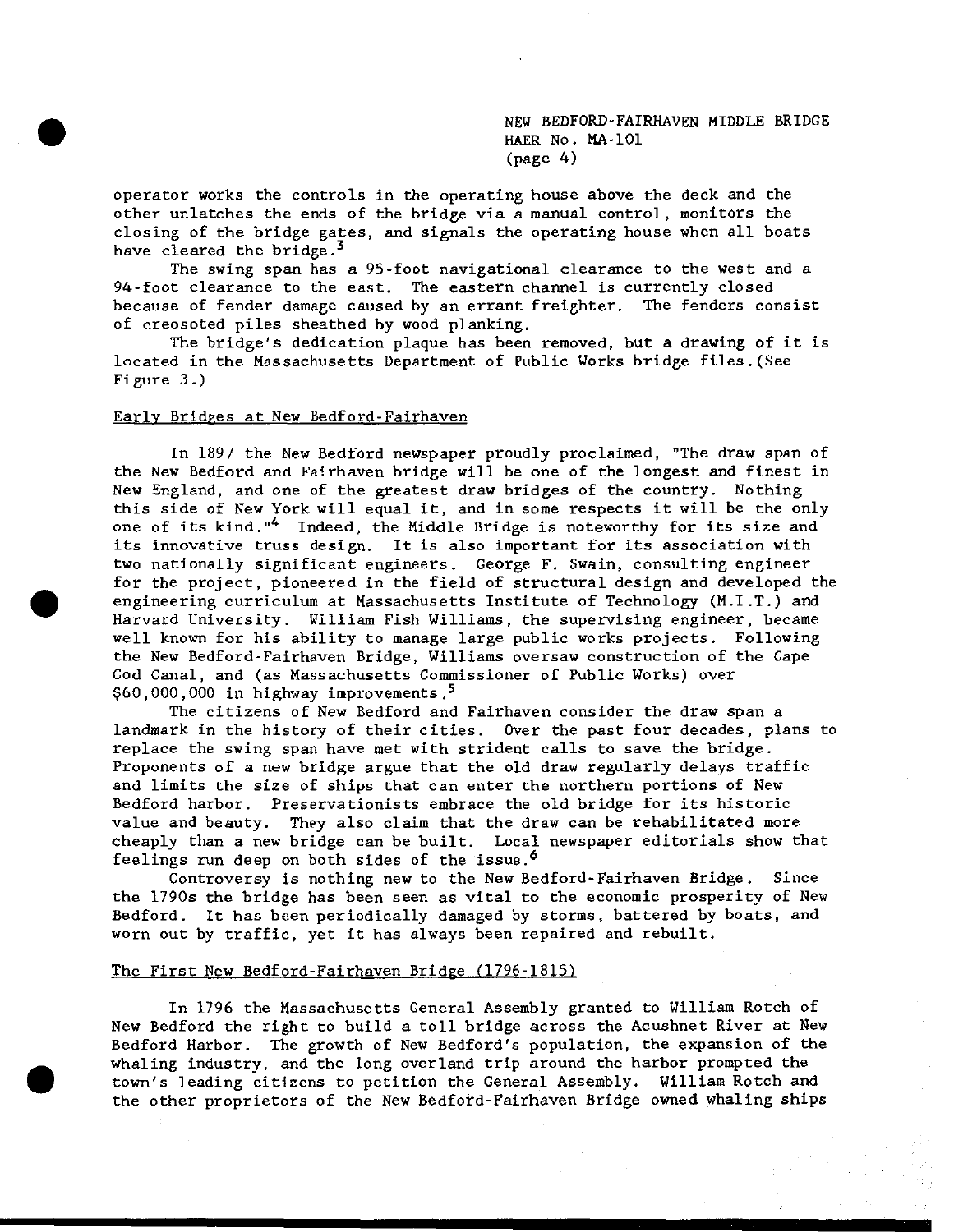operator works the controls in the operating house above the deck and the other unlatches the ends of the bridge via a manual control, monitors the closing of the bridge gates, and signals the operating house when all boats have cleared the bridge.[3]

The swing span has a 95-foot navigational clearance to the west and a 94-foot clearance to the east. The eastern channel is currently closed because of fender damage caused by an errant freighter. The fenders consist of creosoted piles sheathed by wood planking.

The bridge's dedication plaque has been removed, but a drawing of it is located in the Massachusetts Department of Public Works bridge files. (See Figure 3.)

## Early Bridges at New Bedford-Fairhaven

In 1897 the New Bedford newspaper proudly proclaimed, "The draw span of the New Bedford and Fairhaven bridge will be one of the longest and finest in New England, and one of the greatest draw bridges of the country. Nothing this side of New York will equal it, and in some respects it will be the only one of its kind."[4] Indeed, the Middle Bridge is noteworthy for its size and its innovative truss design. It is also important for its association with two nationally significant engineers. George F. Swain, consulting engineer for the project, pioneered in the field of structural design and developed the engineering curriculum at Massachusetts Institute of Technology (M.I.T.) and Harvard University. William Fish Williams, the supervising engineer, became well known for his ability to manage large public works projects. Following the New Bedford-Fairhaven Bridge, Williams oversaw construction of the Cape Cod Canal, and (as Massachusetts Commissioner of Public Works) over $60,000,000 in highway improvements.[5]

The citizens of New Bedford and Fairhaven consider the draw span a landmark in the history of their cities. Over the past four decades, plans to replace the swing span have met with strident calls to save the bridge. Proponents of a new bridge argue that the old draw regularly delays traffic and limits the size of ships that can enter the northern portions of New Bedford harbor. Preservationists embrace the old bridge for its historic value and beauty. They also claim that the draw can be rehabilitated more cheaply than a new bridge can be built. Local newspaper editorials show that feelings run deep on both sides of the issue.[6]

Controversy is nothing new to the New Bedford-Fairhaven Bridge. Since the 1790s the bridge has been seen as vital to the economic prosperity of New Bedford. It has been periodically damaged by storms, battered by boats, and worn out by traffic, yet it has always been repaired and rebuilt.

## The First New Bedford-Fairhaven Bridge (1796-1815)

In 1796 the Massachusetts General Assembly granted to William Rotch of New Bedford the right to build a toll bridge across the Acushnet River at New Bedford Harbor. The growth of New Bedford's population, the expansion of the whaling industry, and the long overland trip around the harbor prompted the town's leading citizens to petition the General Assembly. William Rotch and the other proprietors of the New Bedford-Fairhaven Bridge owned whaling ships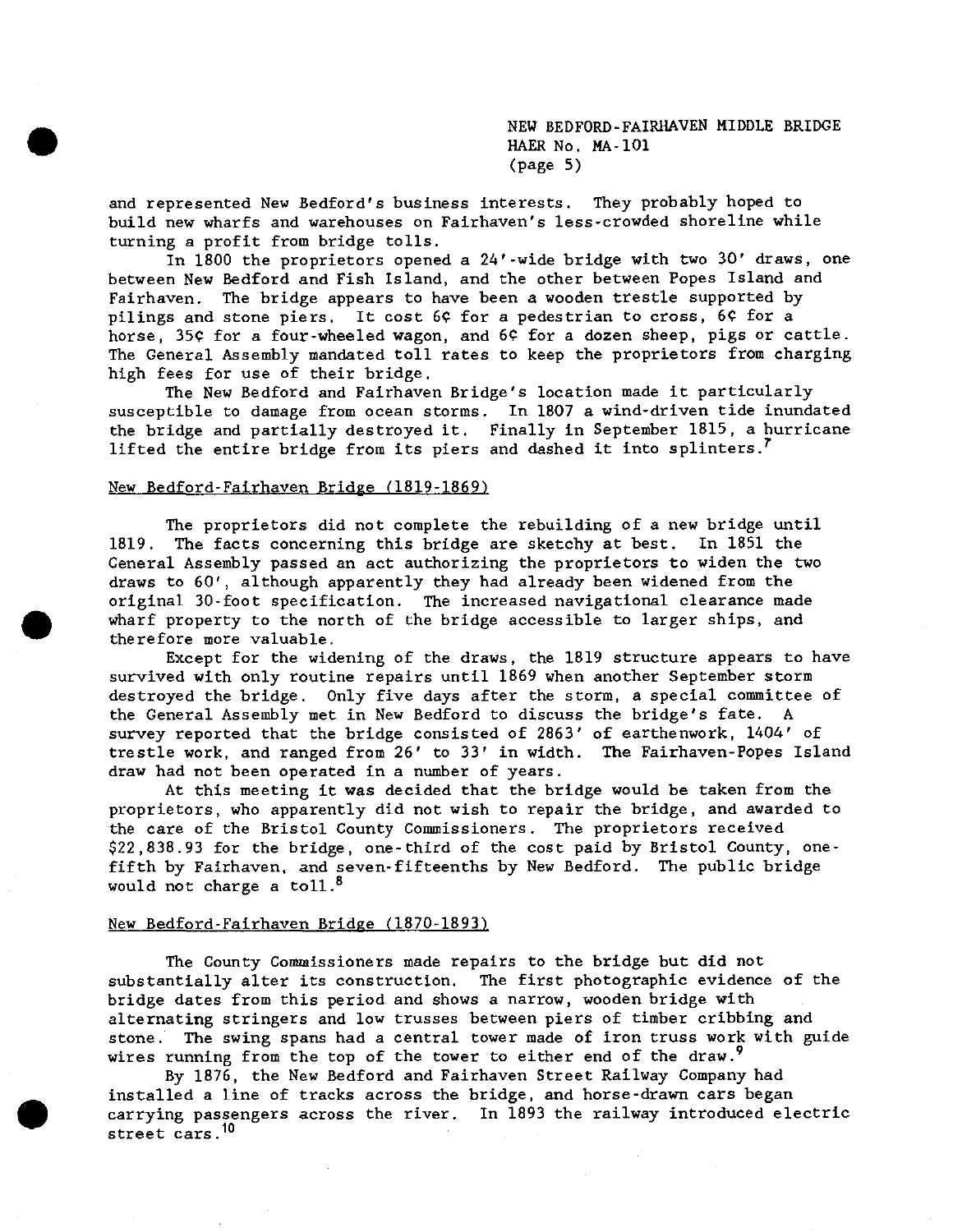and represented New Bedford's business interests. They probably hoped to build new wharfs and warehouses on Fairhaven's less-crowded shoreline while turning a profit from bridge tolls.

In 1800 the proprietors opened a 24'-wide bridge with two 30' draws, one between New Bedford and Fish Island, and the other between Popes Island and Fairhaven. The bridge appears to have been a wooden trestle supported by pilings and stone piers. It cost 6¢ for a pedestrian to cross, 6¢ for a horse, 35¢ for a four-wheeled wagon, and 6¢ for a dozen sheep, pigs or cattle. The General Assembly mandated toll rates to keep the proprietors from charging high fees for use of their bridge.

The New Bedford and Fairhaven Bridge's location made it particularly susceptible to damage from ocean storms. In 1807 a wind-driven tide inundated the bridge and partially destroyed it. Finally in September 1815, a hurricane lifted the entire bridge from its piers and dashed it into splinters.[7]

## New Bedford-Fairhaven Bridge (1819-1869)

The proprietors did not complete the rebuilding of a new bridge until 1819. The facts concerning this bridge are sketchy at best. In 1851 the General Assembly passed an act authorizing the proprietors to widen the two draws to 60', although apparently they had already been widened from the original 30-foot specification. The increased navigational clearance made wharf property to the north of the bridge accessible to larger ships, and therefore more valuable.

Except for the widening of the draws, the 1819 structure appears to have survived with only routine repairs until 1869 when another September storm destroyed the bridge. Only five days after the storm, a special committee of the General Assembly met in New Bedford to discuss the bridge's fate. A survey reported that the bridge consisted of 2863' of earthenwork, 1404' of trestle work, and ranged from 26' to 33' in width. The Fairhaven-Popes Island draw had not been operated in a number of years.

At this meeting it was decided that the bridge would be taken from the proprietors, who apparently did not wish to repair the bridge, and awarded to the care of the Bristol County Commissioners. The proprietors received $22,838.93 for the bridge, one-third of the cost paid by Bristol County, one-fifth by Fairhaven, and seven-fifteenths by New Bedford. The public bridge would not charge a toll.[8]

## New Bedford-Fairhaven Bridge (1870-1893)

The County Commissioners made repairs to the bridge but did not substantially alter its construction. The first photographic evidence of the bridge dates from this period and shows a narrow, wooden bridge with alternating stringers and low trusses between piers of timber cribbing and stone. The swing spans had a central tower made of iron truss work with guide wires running from the top of the tower to either end of the draw.[9]

By 1876, the New Bedford and Fairhaven Street Railway Company had installed a line of tracks across the bridge, and horse-drawn cars began carrying passengers across the river. In 1893 the railway introduced electric street cars.[10]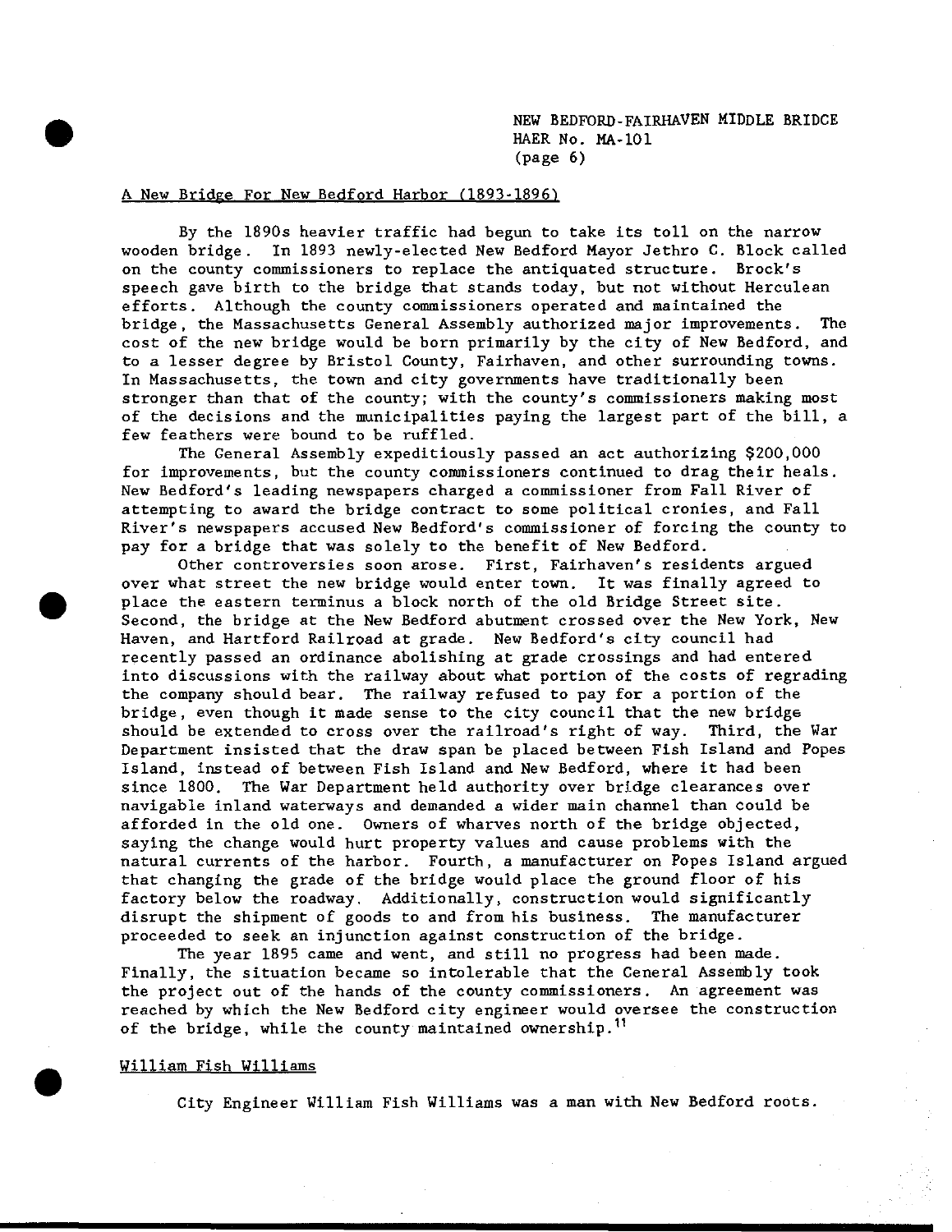## A New Bridge For New Bedford Harbor (1893-1896)

By the 1890s heavier traffic had begun to take its toll on the narrow wooden bridge. In 1893 newly-elected New Bedford Mayor Jethro C. Block called on the county commissioners to replace the antiquated structure. Brock's speech gave birth to the bridge that stands today, but not without Herculean efforts. Although the county commissioners operated and maintained the bridge, the Massachusetts General Assembly authorized major improvements. The cost of the new bridge would be born primarily by the city of New Bedford, and to a lesser degree by Bristol County, Fairhaven, and other surrounding towns. In Massachusetts, the town and city governments have traditionally been stronger than that of the county; with the county's commissioners making most of the decisions and the municipalities paying the largest part of the bill, a few feathers were bound to be ruffled.

The General Assembly expeditiously passed an act authorizing $200,000 for improvements, but the county commissioners continued to drag their heals. New Bedford's leading newspapers charged a commissioner from Fall River of attempting to award the bridge contract to some political cronies, and Fall River's newspapers accused New Bedford's commissioner of forcing the county to pay for a bridge that was solely to the benefit of New Bedford.

Other controversies soon arose. First, Fairhaven's residents argued over what street the new bridge would enter town. It was finally agreed to place the eastern terminus a block north of the old Bridge Street site. Second, the bridge at the New Bedford abutment crossed over the New York, New Haven, and Hartford Railroad at grade. New Bedford's city council had recently passed an ordinance abolishing at grade crossings and had entered into discussions with the railway about what portion of the costs of regrading the company should bear. The railway refused to pay for a portion of the bridge, even though it made sense to the city council that the new bridge should be extended to cross over the railroad's right of way. Third, the War Department insisted that the draw span be placed between Fish Island and Popes Island, instead of between Fish Island and New Bedford, where it had been since 1800. The War Department held authority over bridge clearances over navigable inland waterways and demanded a wider main channel than could be afforded in the old one. Owners of wharves north of the bridge objected, saying the change would hurt property values and cause problems with the natural currents of the harbor. Fourth, a manufacturer on Popes Island argued that changing the grade of the bridge would place the ground floor of his factory below the roadway. Additionally, construction would significantly disrupt the shipment of goods to and from his business. The manufacturer proceeded to seek an injunction against construction of the bridge.

The year 1895 came and went, and still no progress had been made. Finally, the situation became so intolerable that the General Assembly took the project out of the hands of the county commissioners. An agreement was reached by which the New Bedford city engineer would oversee the construction of the bridge, while the county maintained ownership.[11]

## William Fish Williams

City Engineer William Fish Williams was a man with New Bedford roots.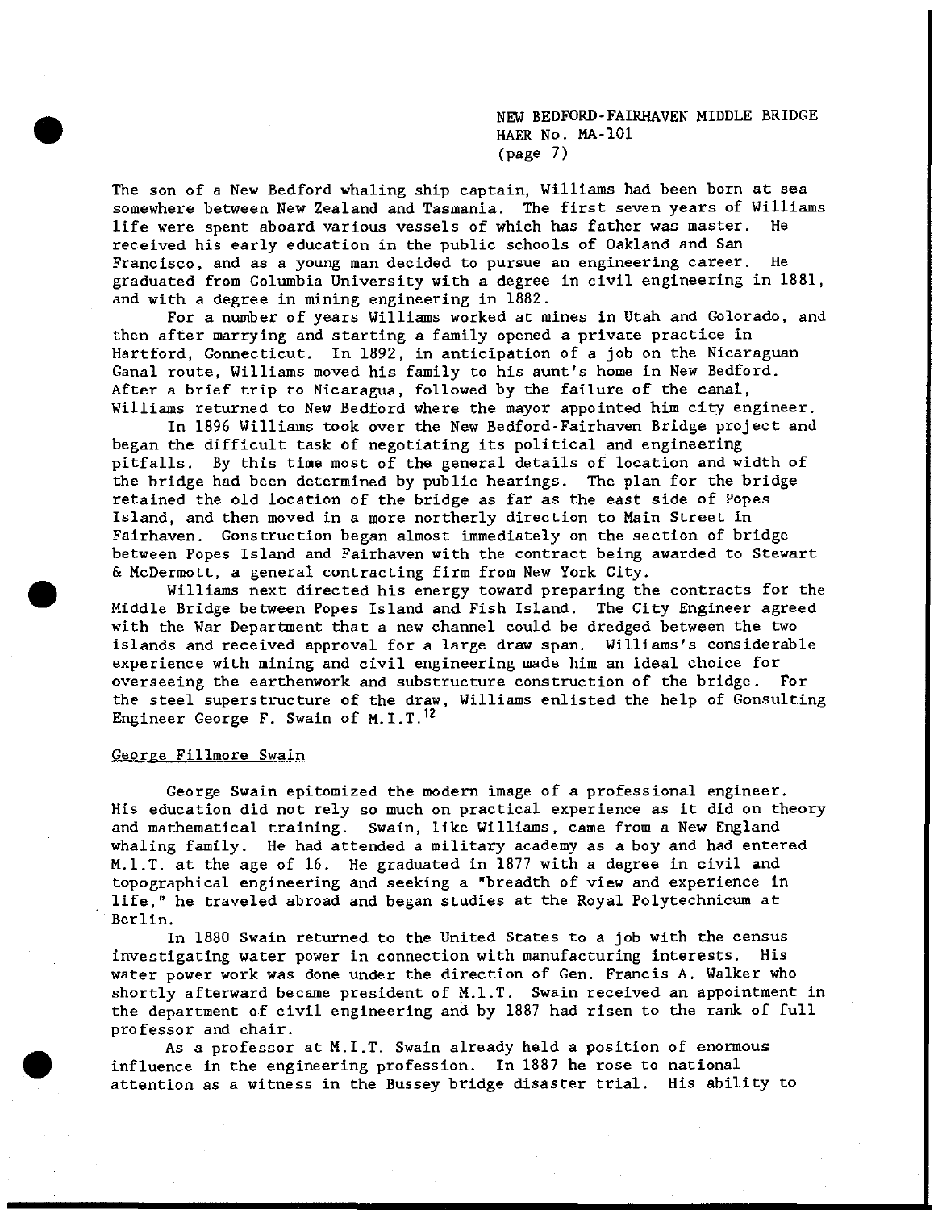The son of a New Bedford whaling ship captain, Williams had been born at sea somewhere between New Zealand and Tasmania. The first seven years of Williams life were spent aboard various vessels of which has father was master. He received his early education in the public schools of Oakland and San Francisco, and as a young man decided to pursue an engineering career. He graduated from Columbia University with a degree in civil engineering in 1881, and with a degree in mining engineering in 1882.

For a number of years Williams worked at mines in Utah and Golorado, and then after marrying and starting a family opened a private practice in Hartford, Gonnecticut. In 1892, in anticipation of a job on the Nicaraguan Ganal route, Williams moved his family to his aunt's home in New Bedford. After a brief trip to Nicaragua, followed by the failure of the canal, Williams returned to New Bedford where the mayor appointed him city engineer.

In 1896 Williams took over the New Bedford-Fairhaven Bridge project and began the difficult task of negotiating its political and engineering pitfalls. By this time most of the general details of location and width of the bridge had been determined by public hearings. The plan for the bridge retained the old location of the bridge as far as the east side of Popes Island, and then moved in a more northerly direction to Main Street in Fairhaven. Construction began almost immediately on the section of bridge between Popes Island and Fairhaven with the contract being awarded to Stewart & McDermott, a general contracting firm from New York City.

Williams next directed his energy toward preparing the contracts for the Middle Bridge between Popes Island and Fish Island. The City Engineer agreed with the War Department that a new channel could be dredged between the two islands and received approval for a large draw span. Williams's considerable experience with mining and civil engineering made him an ideal choice for overseeing the earthenwork and substructure construction of the bridge. For the steel superstructure of the draw, Williams enlisted the help of Gonsulting Engineer George F. Swain of M.I.T.[12]

## George Fillmore Swain

George Swain epitomized the modern image of a professional engineer. His education did not rely so much on practical experience as it did on theory and mathematical training. Swain, like Williams, came from a New England whaling family. He had attended a military academy as a boy and had entered M.I.T. at the age of 16. He graduated in 1877 with a degree in civil and topographical engineering and seeking a "breadth of view and experience in life," he traveled abroad and began studies at the Royal Polytechnicum at Berlin.

In 1880 Swain returned to the United States to a job with the census investigating water power in connection with manufacturing interests. His water power work was done under the direction of Gen. Francis A. Walker who shortly afterward became president of M.I.T. Swain received an appointment in the department of civil engineering and by 1887 had risen to the rank of full professor and chair.

As a professor at M.I.T. Swain already held a position of enormous influence in the engineering profession. In 1887 he rose to national attention as a witness in the Bussey bridge disaster trial. His ability to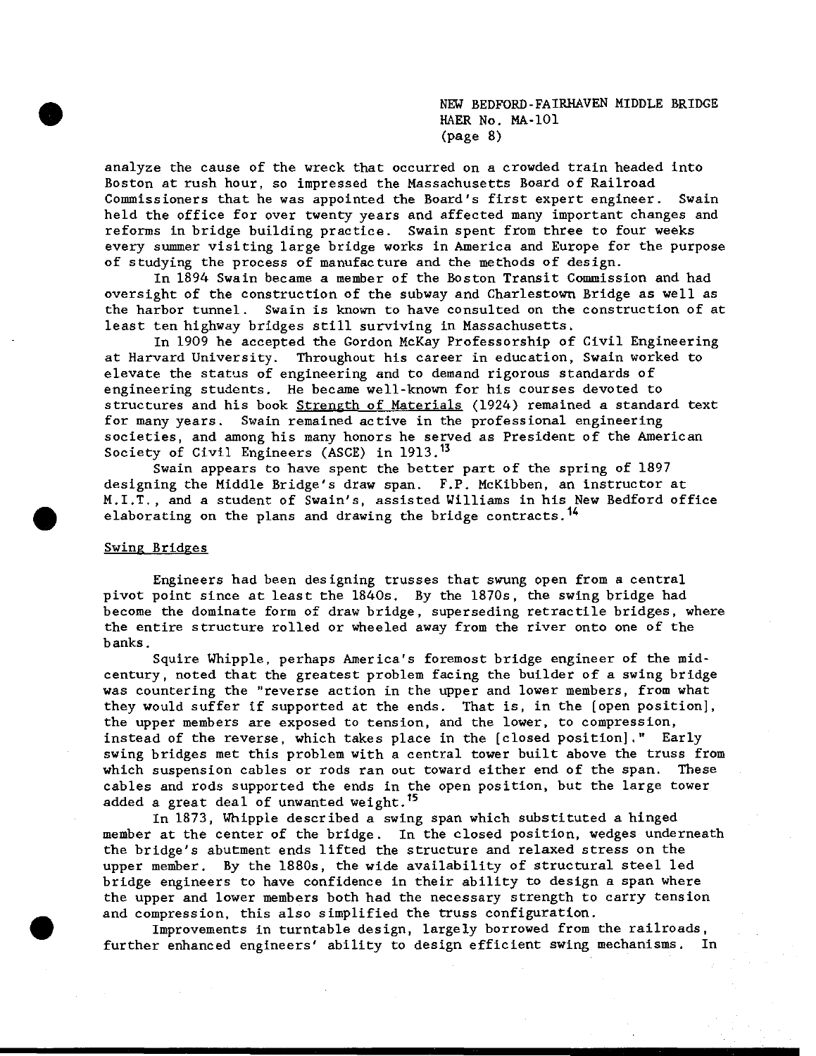analyze the cause of the wreck that occurred on a crowded train headed into Boston at rush hour, so impressed the Massachusetts Board of Railroad Commissioners that he was appointed the Board's first expert engineer. Swain held the office for over twenty years and affected many important changes and reforms in bridge building practice. Swain spent from three to four weeks every summer visiting large bridge works in America and Europe for the purpose of studying the process of manufacture and the methods of design.

In 1894 Swain became a member of the Boston Transit Commission and had oversight of the construction of the subway and Charlestown Bridge as well as the harbor tunnel. Swain is known to have consulted on the construction of at least ten highway bridges still surviving in Massachusetts.

In 1909 he accepted the Gordon McKay Professorship of Civil Engineering at Harvard University. Throughout his career in education, Swain worked to elevate the status of engineering and to demand rigorous standards of engineering students. He became well-known for his courses devoted to structures and his book Strength of Materials (1924) remained a standard text for many years. Swain remained active in the professional engineering societies, and among his many honors he served as President of the American Society of Civil Engineers (ASCE) in 1913.[13]

Swain appears to have spent the better part of the spring of 1897 designing the Middle Bridge's draw span. F.P. McKibben, an instructor at M.I.T., and a student of Swain's, assisted Williams in his New Bedford office elaborating on the plans and drawing the bridge contracts.[14]

## Swing Bridges

Engineers had been designing trusses that swung open from a central pivot point since at least the 1840s. By the 1870s, the swing bridge had become the dominate form of draw bridge, superseding retractile bridges, where the entire structure rolled or wheeled away from the river onto one of the banks.

Squire Whipple, perhaps America's foremost bridge engineer of the mid-century, noted that the greatest problem facing the builder of a swing bridge was countering the "reverse action in the upper and lower members, from what they would suffer if supported at the ends. That is, in the [open position], the upper members are exposed to tension, and the lower, to compression, instead of the reverse, which takes place in the [closed position]." Early swing bridges met this problem with a central tower built above the truss from which suspension cables or rods ran out toward either end of the span. These cables and rods supported the ends in the open position, but the large tower added a great deal of unwanted weight.[15]

In 1873, Whipple described a swing span which substituted a hinged member at the center of the bridge. In the closed position, wedges underneath the bridge's abutment ends lifted the structure and relaxed stress on the upper member. By the 1880s, the wide availability of structural steel led bridge engineers to have confidence in their ability to design a span where the upper and lower members both had the necessary strength to carry tension and compression, this also simplified the truss configuration.

Improvements in turntable design, largely borrowed from the railroads, further enhanced engineers' ability to design efficient swing mechanisms. In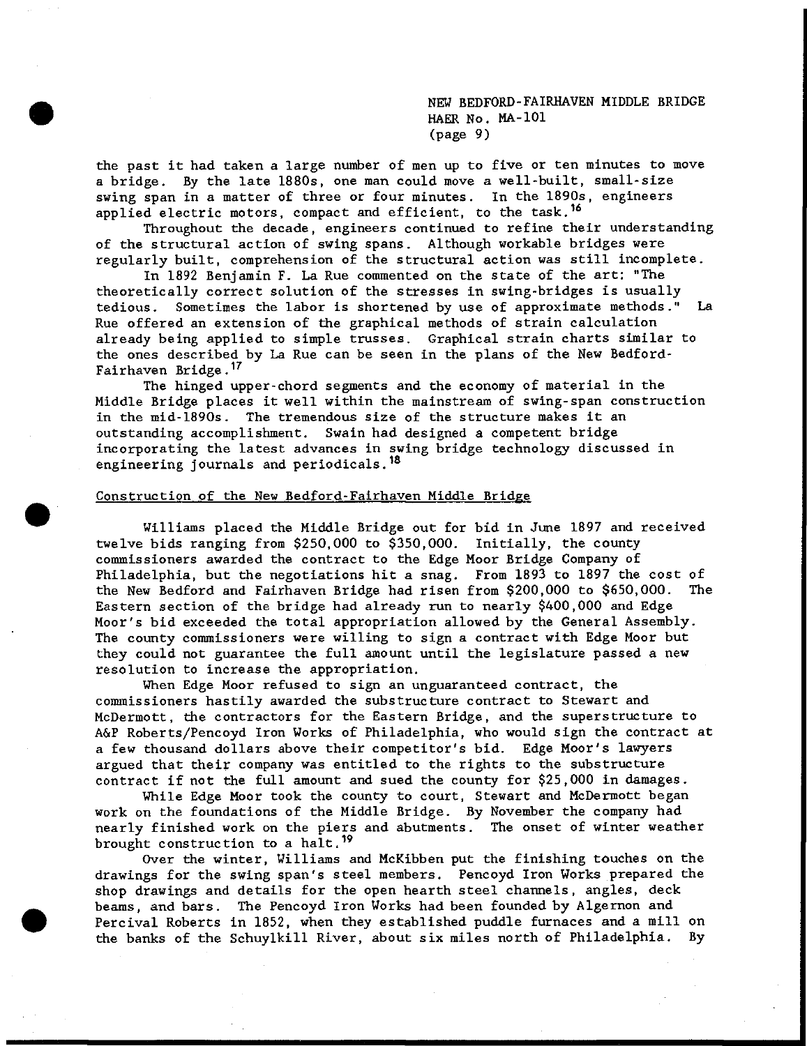the past it had taken a large number of men up to five or ten minutes to move a bridge. By the late 1880s, one man could move a well-built, small-size swing span in a matter of three or four minutes. In the 1890s, engineers applied electric motors, compact and efficient, to the task.[16]

Throughout the decade, engineers continued to refine their understanding of the structural action of swing spans. Although workable bridges were regularly built, comprehension of the structural action was still incomplete.

In 1892 Benjamin F. La Rue commented on the state of the art: "The theoretically correct solution of the stresses in swing-bridges is usually tedious. Sometimes the labor is shortened by use of approximate methods." La Rue offered an extension of the graphical methods of strain calculation already being applied to simple trusses. Graphical strain charts similar to the ones described by La Rue can be seen in the plans of the New Bedford-Fairhaven Bridge.[17]

The hinged upper-chord segments and the economy of material in the Middle Bridge places it well within the mainstream of swing-span construction in the mid-1890s. The tremendous size of the structure makes it an outstanding accomplishment. Swain had designed a competent bridge incorporating the latest advances in swing bridge technology discussed in engineering journals and periodicals.[18]

## Construction of the New Bedford-Fairhaven Middle Bridge

Williams placed the Middle Bridge out for bid in June 1897 and received twelve bids ranging from $250,000 to $350,000. Initially, the county commissioners awarded the contract to the Edge Moor Bridge Company of Philadelphia, but the negotiations hit a snag. From 1893 to 1897 the cost of the New Bedford and Fairhaven Bridge had risen from $200,000 to $650,000. The Eastern section of the bridge had already run to nearly $400,000 and Edge Moor's bid exceeded the total appropriation allowed by the General Assembly. The county commissioners were willing to sign a contract with Edge Moor but they could not guarantee the full amount until the legislature passed a new resolution to increase the appropriation.

When Edge Moor refused to sign an unguaranteed contract, the commissioners hastily awarded the substructure contract to Stewart and McDermott, the contractors for the Eastern Bridge, and the superstructure to A&P Roberts/Pencoyd Iron Works of Philadelphia, who would sign the contract at a few thousand dollars above their competitor's bid. Edge Moor's lawyers argued that their company was entitled to the rights to the substructure contract if not the full amount and sued the county for $25,000 in damages.

While Edge Moor took the county to court, Stewart and McDermott began work on the foundations of the Middle Bridge. By November the company had nearly finished work on the piers and abutments. The onset of winter weather brought construction to a halt.[19]

Over the winter, Williams and McKibben put the finishing touches on the drawings for the swing span's steel members. Pencoyd Iron Works prepared the shop drawings and details for the open hearth steel channels, angles, deck beams, and bars. The Pencoyd Iron Works had been founded by Algernon and Percival Roberts in 1852, when they established puddle furnaces and a mill on the banks of the Schuylkill River, about six miles north of Philadelphia. By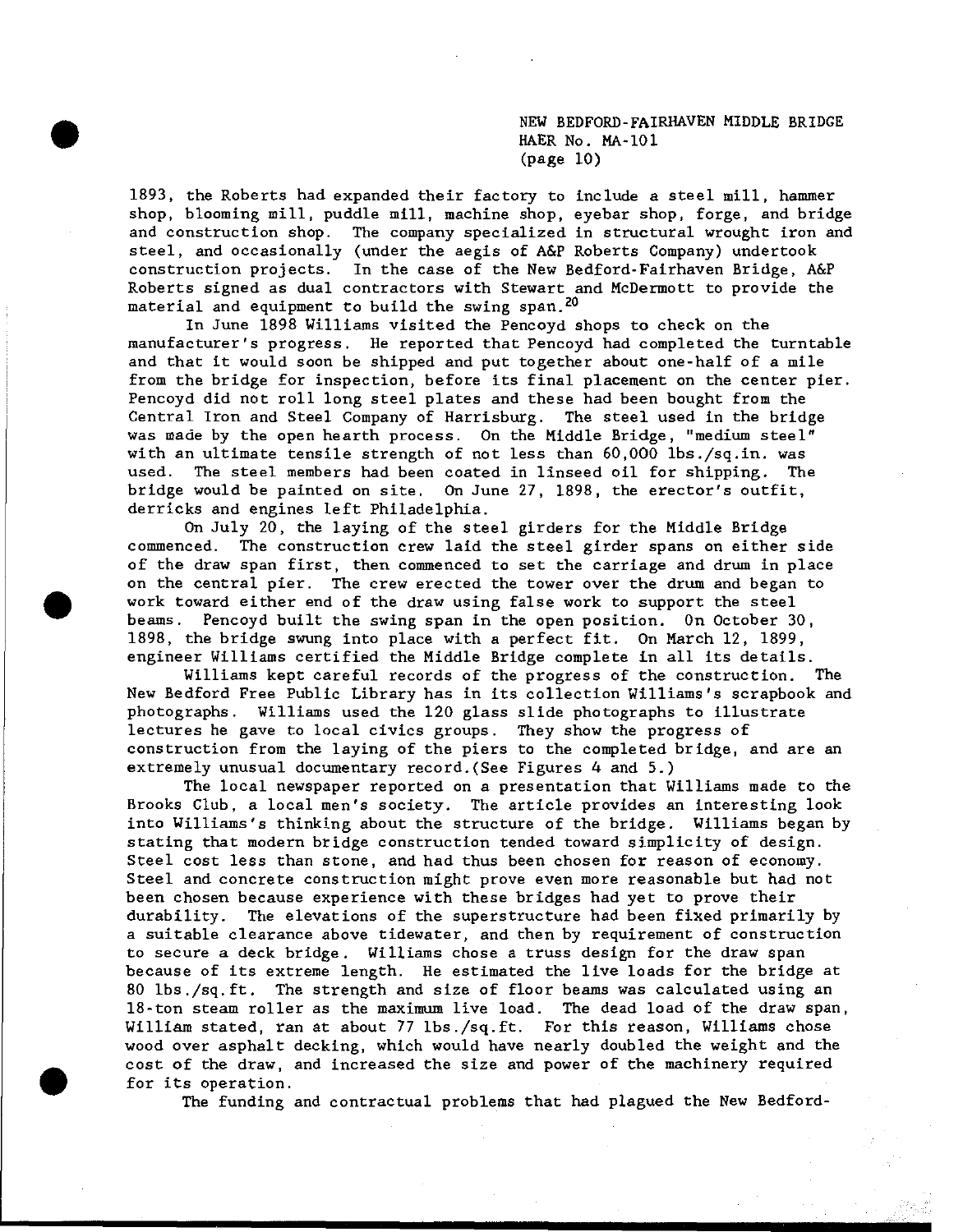1893, the Roberts had expanded their factory to include a steel mill, hammer shop, blooming mill, puddle mill, machine shop, eyebar shop, forge, and bridge and construction shop. The company specialized in structural wrought iron and steel, and occasionally (under the aegis of A&P Roberts Company) undertook construction projects. In the case of the New Bedford-Fairhaven Bridge, A&P Roberts signed as dual contractors with Stewart and McDermott to provide the material and equipment to build the swing span.[20]

In June 1898 Williams visited the Pencoyd shops to check on the manufacturer's progress. He reported that Pencoyd had completed the turntable and that it would soon be shipped and put together about one-half of a mile from the bridge for inspection, before its final placement on the center pier. Pencoyd did not roll long steel plates and these had been bought from the Central Iron and Steel Company of Harrisburg. The steel used in the bridge was made by the open hearth process. On the Middle Bridge, "medium steel" with an ultimate tensile strength of not less than 60,000 lbs./sq.in. was used. The steel members had been coated in linseed oil for shipping. The bridge would be painted on site. On June 27, 1898, the erector's outfit, derricks and engines left Philadelphia.

On July 20, the laying of the steel girders for the Middle Bridge commenced. The construction crew laid the steel girder spans on either side of the draw span first, then commenced to set the carriage and drum in place on the central pier. The crew erected the tower over the drum and began to work toward either end of the draw using false work to support the steel beams. Pencoyd built the swing span in the open position. On October 30, 1898, the bridge swung into place with a perfect fit. On March 12, 1899, engineer Williams certified the Middle Bridge complete in all its details.

Williams kept careful records of the progress of the construction. The New Bedford Free Public Library has in its collection Williams's scrapbook and photographs. Williams used the 120 glass slide photographs to illustrate lectures he gave to local civics groups. They show the progress of construction from the laying of the piers to the completed bridge, and are an extremely unusual documentary record.(See Figures 4 and 5.)

The local newspaper reported on a presentation that Williams made to the Brooks Club, a local men's society. The article provides an interesting look into Williams's thinking about the structure of the bridge. Williams began by stating that modern bridge construction tended toward simplicity of design. Steel cost less than stone, and had thus been chosen for reason of economy. Steel and concrete construction might prove even more reasonable but had not been chosen because experience with these bridges had yet to prove their durability. The elevations of the superstructure had been fixed primarily by a suitable clearance above tidewater, and then by requirement of construction to secure a deck bridge. Williams chose a truss design for the draw span because of its extreme length. He estimated the live loads for the bridge at 80 lbs./sq.ft. The strength and size of floor beams was calculated using an 18-ton steam roller as the maximum live load. The dead load of the draw span, William stated, ran at about 77 lbs./sq.ft. For this reason, Williams chose wood over asphalt decking, which would have nearly doubled the weight and the cost of the draw, and increased the size and power of the machinery required for its operation.

The funding and contractual problems that had plagued the New Bedford-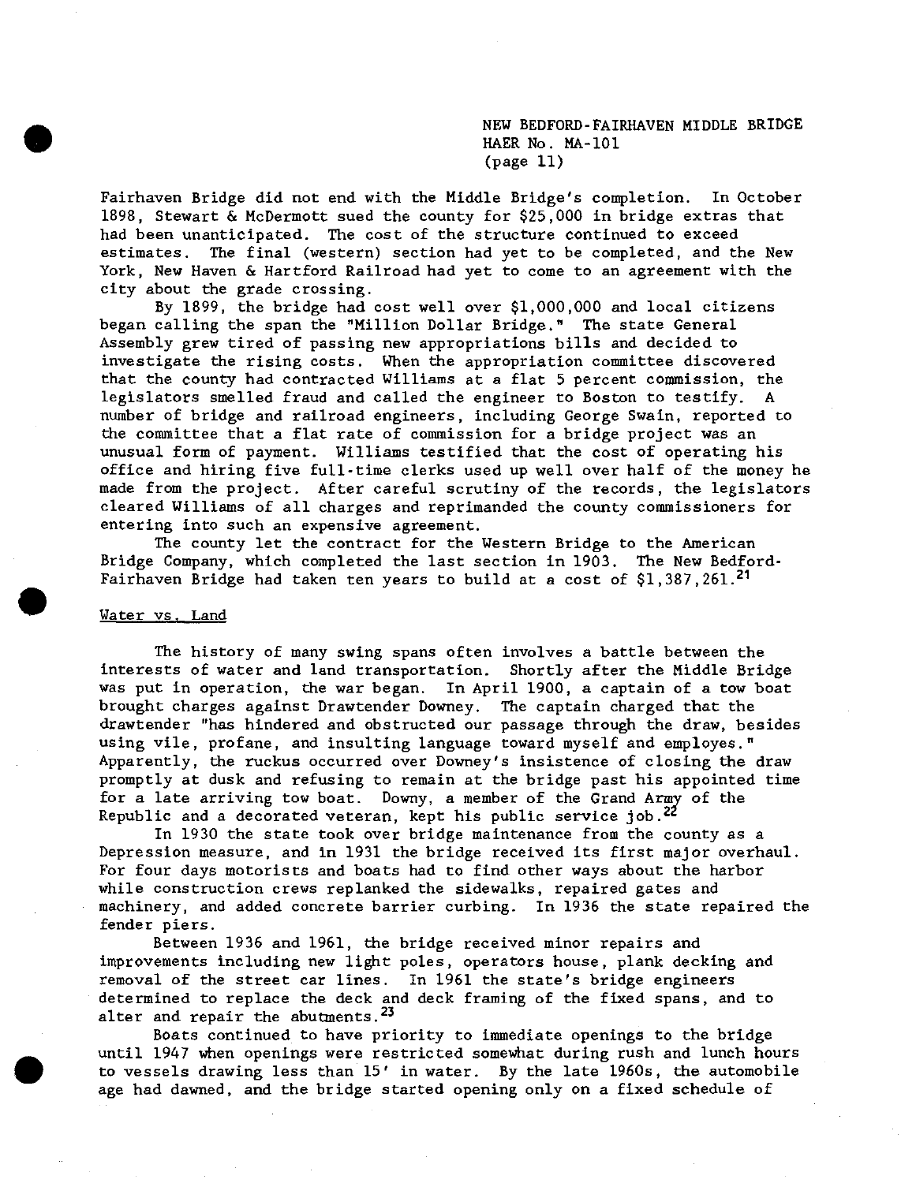Fairhaven Bridge did not end with the Middle Bridge's completion. In October 1898, Stewart & McDermott sued the county for $25,000 in bridge extras that had been unanticipated. The cost of the structure continued to exceed estimates. The final (western) section had yet to be completed, and the New York, New Haven & Hartford Railroad had yet to come to an agreement with the city about the grade crossing.

By 1899, the bridge had cost well over $1,000,000 and local citizens began calling the span the "Million Dollar Bridge." The state General Assembly grew tired of passing new appropriations bills and decided to investigate the rising costs. When the appropriation committee discovered that the county had contracted Williams at a flat 5 percent commission, the legislators smelled fraud and called the engineer to Boston to testify. A number of bridge and railroad engineers, including George Swain, reported to the committee that a flat rate of commission for a bridge project was an unusual form of payment. Williams testified that the cost of operating his office and hiring five full-time clerks used up well over half of the money he made from the project. After careful scrutiny of the records, the legislators cleared Williams of all charges and reprimanded the county commissioners for entering into such an expensive agreement.

The county let the contract for the Western Bridge to the American Bridge Company, which completed the last section in 1903. The New Bedford-Fairhaven Bridge had taken ten years to build at a cost of $1,387,261.[21]

## Water vs. Land

The history of many swing spans often involves a battle between the interests of water and land transportation. Shortly after the Middle Bridge was put in operation, the war began. In April 1900, a captain of a tow boat brought charges against Drawtender Downey. The captain charged that the drawtender "has hindered and obstructed our passage through the draw, besides using vile, profane, and insulting language toward myself and employes." Apparently, the ruckus occurred over Downey's insistence of closing the draw promptly at dusk and refusing to remain at the bridge past his appointed time for a late arriving tow boat. Downy, a member of the Grand Army of the Republic and a decorated veteran, kept his public service job.[22]

In 1930 the state took over bridge maintenance from the county as a Depression measure, and in 1931 the bridge received its first major overhaul. For four days motorists and boats had to find other ways about the harbor while construction crews replanked the sidewalks, repaired gates and machinery, and added concrete barrier curbing. In 1936 the state repaired the fender piers.

Between 1936 and 1961, the bridge received minor repairs and improvements including new light poles, operators house, plank decking and removal of the street car lines. In 1961 the state's bridge engineers determined to replace the deck and deck framing of the fixed spans, and to alter and repair the abutments.[23]

Boats continued to have priority to immediate openings to the bridge until 1947 when openings were restricted somewhat during rush and lunch hours to vessels drawing less than 15' in water. By the late 1960s, the automobile age had dawned, and the bridge started opening only on a fixed schedule of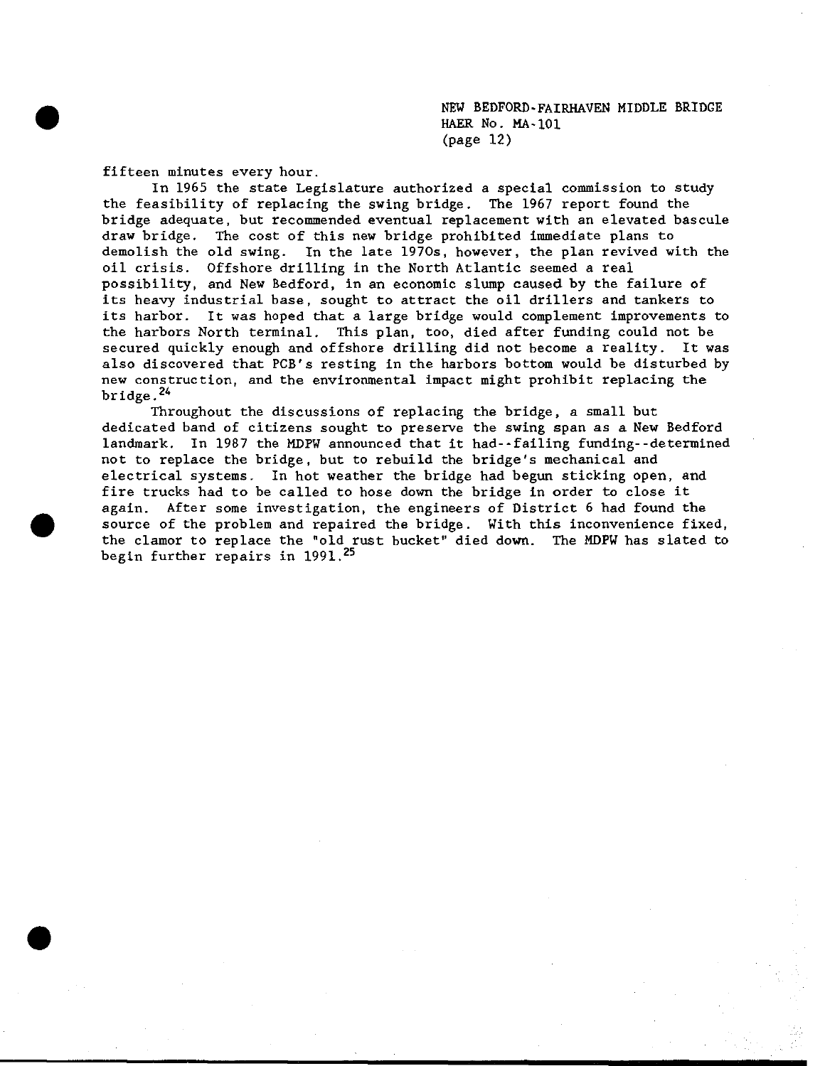fifteen minutes every hour.

In 1965 the state Legislature authorized a special commission to study the feasibility of replacing the swing bridge. The 1967 report found the bridge adequate, but recommended eventual replacement with an elevated bascule draw bridge. The cost of this new bridge prohibited immediate plans to demolish the old swing. In the late 1970s, however, the plan revived with the oil crisis. Offshore drilling in the North Atlantic seemed a real possibility, and New Bedford, in an economic slump caused by the failure of its heavy industrial base, sought to attract the oil drillers and tankers to its harbor. It was hoped that a large bridge would complement improvements to the harbors North terminal. This plan, too, died after funding could not be secured quickly enough and offshore drilling did not become a reality. It was also discovered that PCB's resting in the harbors bottom would be disturbed by new construction, and the environmental impact might prohibit replacing the bridge.[24]

Throughout the discussions of replacing the bridge, a small but dedicated band of citizens sought to preserve the swing span as a New Bedford landmark. In 1987 the MDPW announced that it had--failing funding--determined not to replace the bridge, but to rebuild the bridge's mechanical and electrical systems. In hot weather the bridge had begun sticking open, and fire trucks had to be called to hose down the bridge in order to close it again. After some investigation, the engineers of District 6 had found the source of the problem and repaired the bridge. With this inconvenience fixed, the clamor to replace the "old rust bucket" died down. The MDPW has slated to begin further repairs in 1991.[25]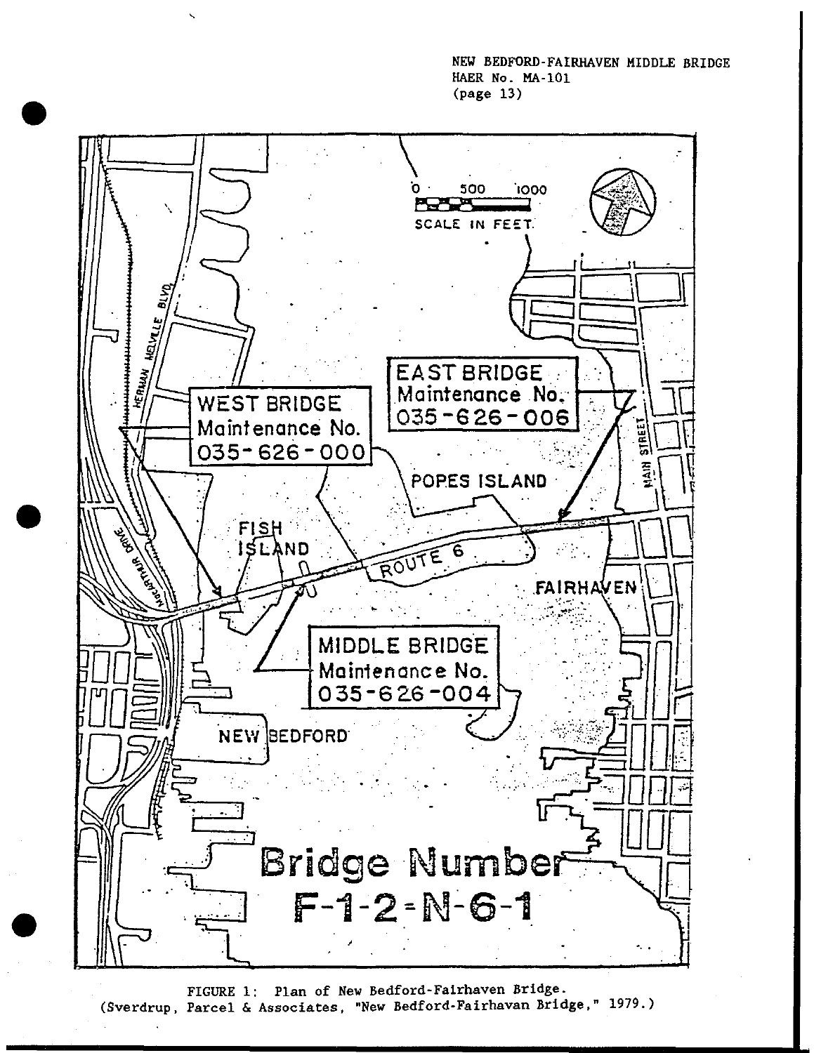FIGURE 1: Plan of New Bedford-Fairhaven Bridge.
(Sverdrup, Parcel & Associates, "New Bedford-Fairhavan Bridge," 1979.)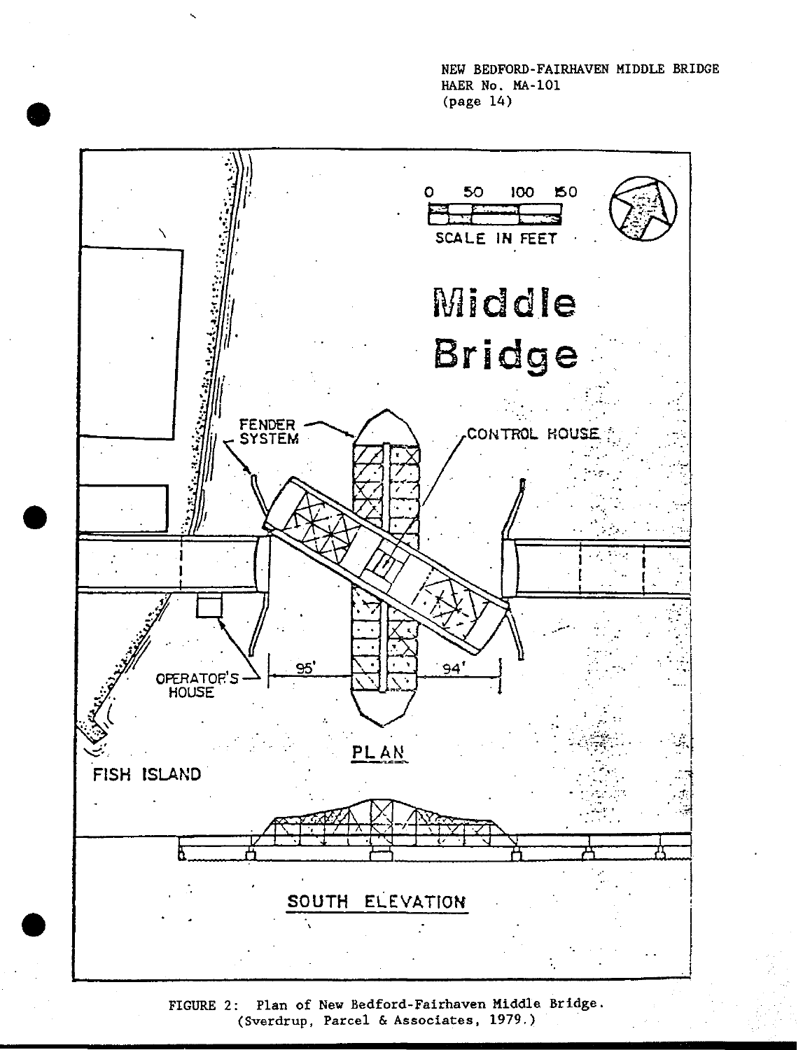FIGURE 2: Plan of New Bedford-Fairhaven Middle Bridge. (Sverdrup, Parcel & Associates, 1979.)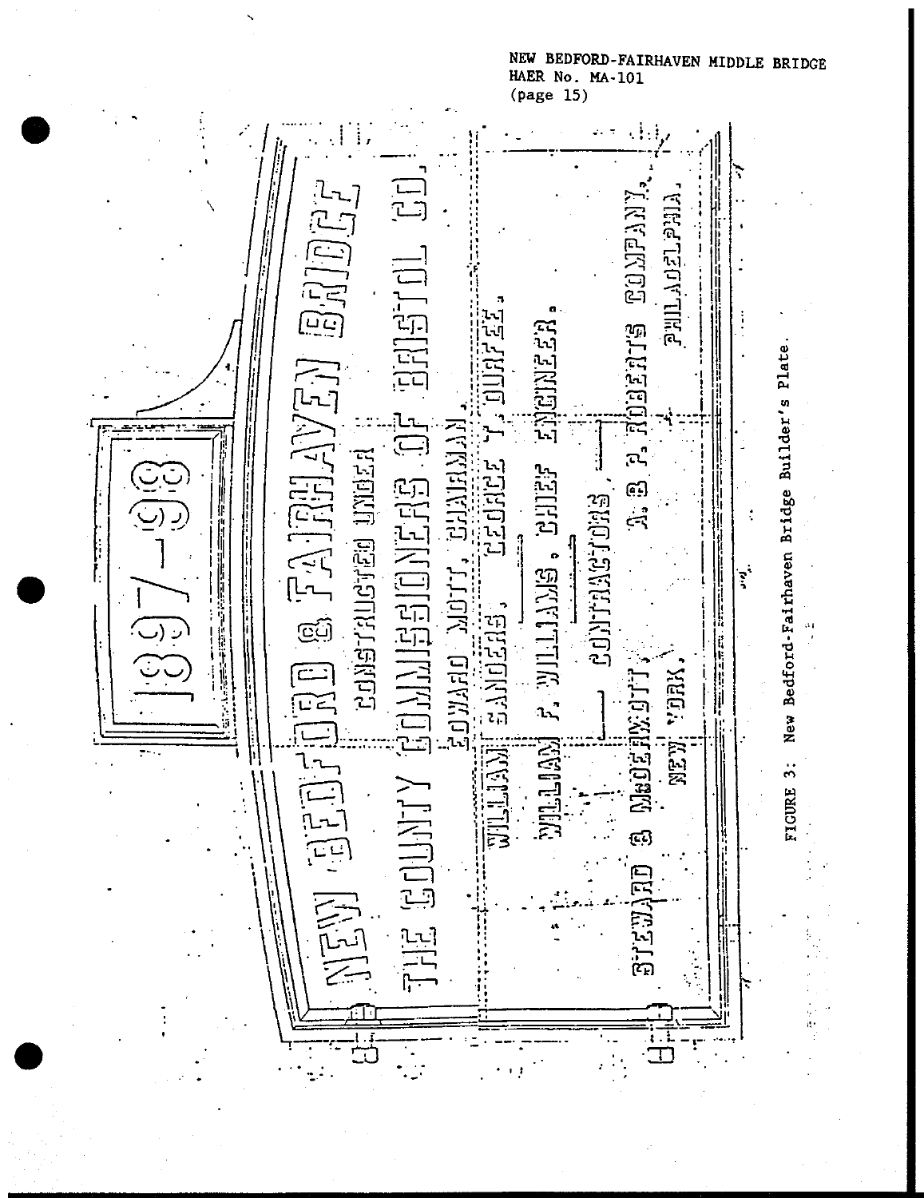1897—98

NEW BEDFORD & FAIRHAVEN BRIDGE

CONSTRUCTED UNDER

THE COUNTY COMMISSIONERS OF BRISTOL CO.

EDWARD MOTT, CHAIRMAN,

WILLIAM SANDERS, GEORGE T. DURFEE.

WILLIAM F. WILLIAMS, CHIEF ENGINEER.

CONTRACTORS

STEWARD & McDERMOTT, A. & P. ROBERTS COMPANY,

NEW YORK. PHILADELPHIA.

FIGURE 3: New Bedford-Fairhaven Bridge Builder's Plate.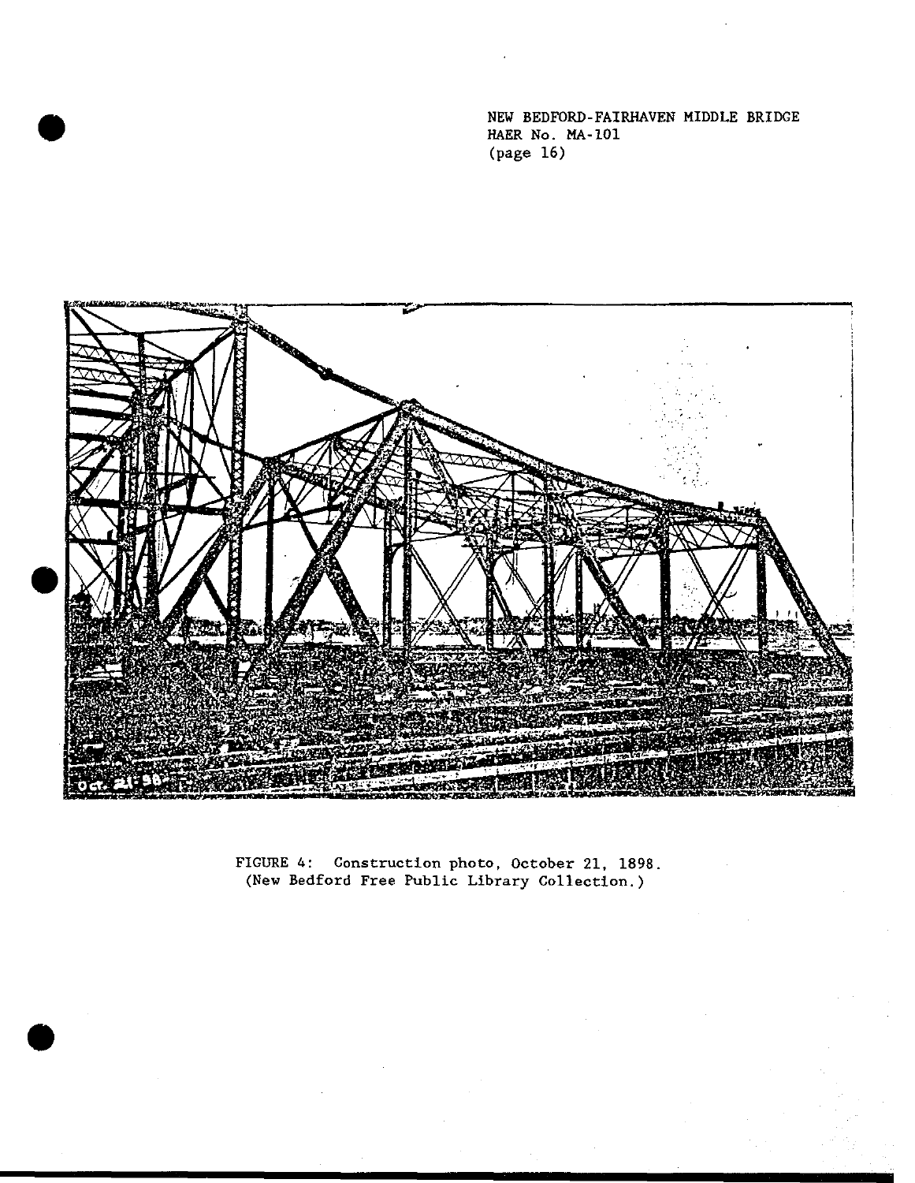FIGURE 4: Construction photo, October 21, 1898.
(New Bedford Free Public Library Collection.)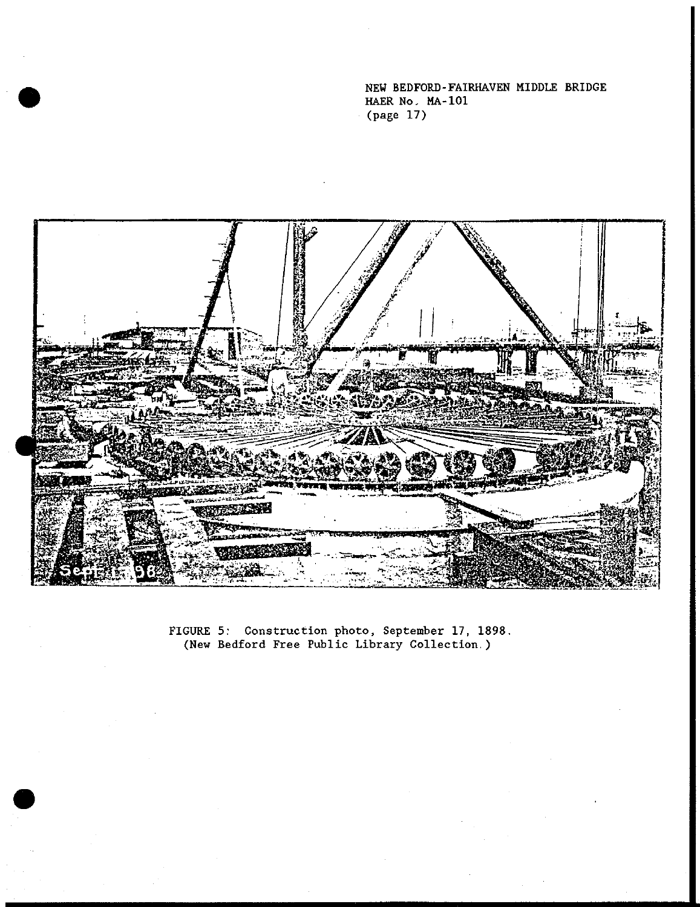FIGURE 5: Construction photo, September 17, 1898. (New Bedford Free Public Library Collection.)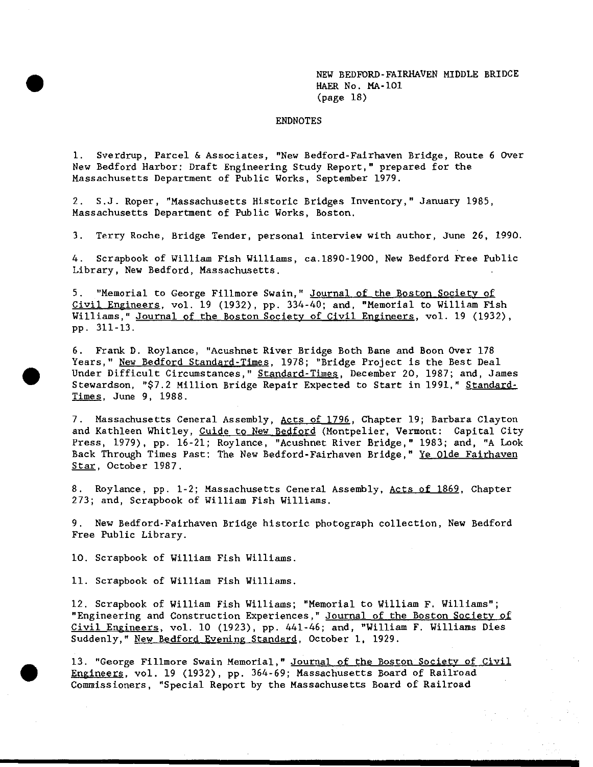## ENDNOTES

1. Sverdrup, Parcel & Associates, "New Bedford-Fairhaven Bridge, Route 6 Over New Bedford Harbor: Draft Engineering Study Report," prepared for the Massachusetts Department of Public Works, September 1979.

2. S.J. Roper, "Massachusetts Historic Bridges Inventory," January 1985, Massachusetts Department of Public Works, Boston.

3. Terry Roche, Bridge Tender, personal interview with author, June 26, 1990.

4. Scrapbook of William Fish Williams, ca.1890-1900, New Bedford Free Public Library, New Bedford, Massachusetts.

5. "Memorial to George Fillmore Swain," Journal of the Boston Society of Civil Engineers, vol. 19 (1932), pp. 334-40; and, "Memorial to William Fish Williams," Journal of the Boston Society of Civil Engineers, vol. 19 (1932), pp. 311-13.

6. Frank D. Roylance, "Acushnet River Bridge Both Bane and Boon Over 178 Years," New Bedford Standard-Times, 1978; "Bridge Project is the Best Deal Under Difficult Circumstances," Standard-Times, December 20, 1987; and, James Stewardson, "$7.2 Million Bridge Repair Expected to Start in 1991," Standard-Times, June 9, 1988.

7. Massachusetts Ceneral Assembly, Acts of 1796, Chapter 19; Barbara Clayton and Kathleen Whitley, Cuide to New Bedford (Montpelier, Vermont: Capital City Press, 1979), pp. 16-21; Roylance, "Acushnet River Bridge," 1983; and, "A Look Back Through Times Past: The New Bedford-Fairhaven Bridge," Ye Olde Fairhaven Star, October 1987.

8. Roylance, pp. 1-2; Massachusetts Ceneral Assembly, Acts of 1869, Chapter 273; and, Scrapbook of William Fish Williams.

9. New Bedford-Fairhaven Bridge historic photograph collection, New Bedford Free Public Library.

10. Scrapbook of William Fish Williams.

11. Scrapbook of William Fish Williams.

12. Scrapbook of William Fish Williams; "Memorial to William F. Williams"; "Engineering and Construction Experiences," Journal of the Boston Society of Civil Engineers, vol. 10 (1923), pp. 441-46; and, "William F. Williams Dies Suddenly," New Bedford Evening Standard, October 1, 1929.

13. "George Fillmore Swain Memorial," Journal of the Boston Society of Civil Engineers, vol. 19 (1932), pp. 364-69; Massachusetts Board of Railroad Commissioners, "Special Report by the Massachusetts Board of Railroad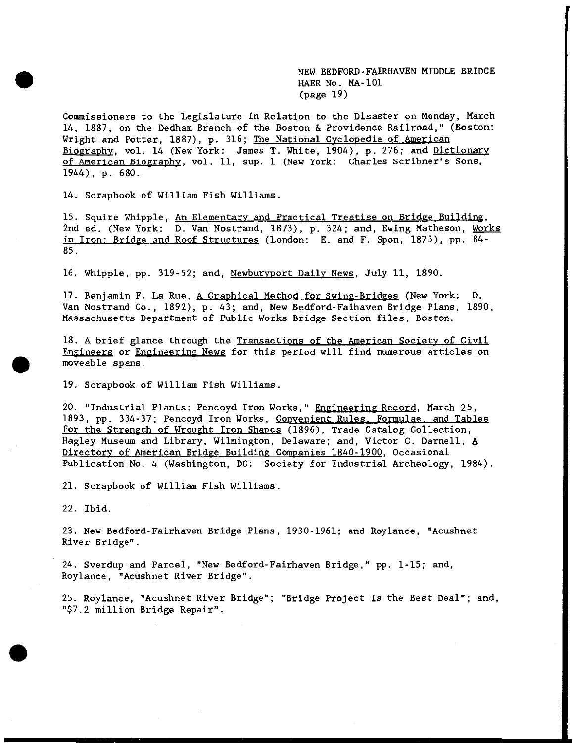Commissioners to the Legislature in Relation to the Disaster on Monday, March 14, 1887, on the Dedham Branch of the Boston & Providence Railroad," (Boston: Wright and Potter, 1887), p. 316; The National Cyclopedia of American Biography, vol. 14 (New York: James T. White, 1904), p. 276; and Dictionary of American Biography, vol. 11, sup. 1 (New York: Charles Scribner's Sons, 1944), p. 680.

14. Scrapbook of William Fish Williams.

15. Squire Whipple, An Elementary and Practical Treatise on Bridge Building, 2nd ed. (New York: D. Van Nostrand, 1873), p. 324; and, Ewing Matheson, Works in Iron: Bridge and Roof Structures (London: E. and F. Spon, 1873), pp. 84-85.

16. Whipple, pp. 319-52; and, Newburyport Daily News, July 11, 1890.

17. Benjamin F. La Rue, A Graphical Method for Swing-Bridges (New York: D. Van Nostrand Co., 1892), p. 43; and, New Bedford-Faihaven Bridge Plans, 1890, Massachusetts Department of Public Works Bridge Section files, Boston.

18. A brief glance through the Transactions of the American Society of Civil Engineers or Engineering News for this period will find numerous articles on moveable spans.

19. Scrapbook of William Fish Williams.

20. "Industrial Plants: Pencoyd Iron Works," Engineering Record, March 25, 1893, pp. 334-37; Pencoyd Iron Works, Convenient Rules, Formulae, and Tables for the Strength of Wrought Iron Shapes (1896), Trade Catalog Collection, Hagley Museum and Library, Wilmington, Delaware; and, Victor C. Darnell, A Directory of American Bridge Building Companies 1840-1900, Occasional Publication No. 4 (Washington, DC: Society for Industrial Archeology, 1984).

21. Scrapbook of William Fish Williams.

22. Ibid.

23. New Bedford-Fairhaven Bridge Plans, 1930-1961; and Roylance, "Acushnet River Bridge".

24. Sverdup and Parcel, "New Bedford-Fairhaven Bridge," pp. 1-15; and, Roylance, "Acushnet River Bridge".

25. Roylance, "Acushnet River Bridge"; "Bridge Project is the Best Deal"; and, "$7.2 million Bridge Repair".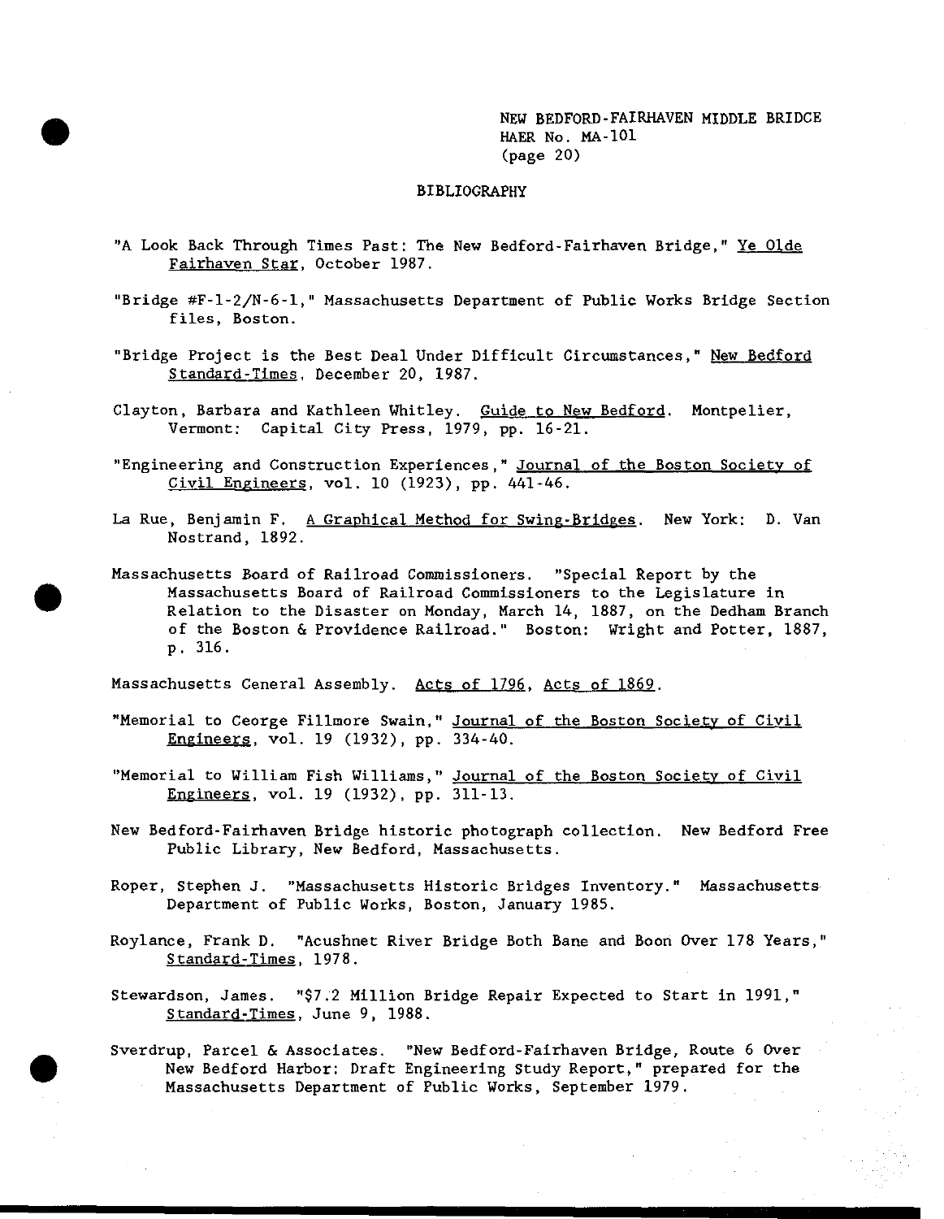# BIBLIOGRAPHY

"A Look Back Through Times Past: The New Bedford-Fairhaven Bridge," Ye Olde Fairhaven Star, October 1987.

"Bridge #F-1-2/N-6-1," Massachusetts Department of Public Works Bridge Section files, Boston.

"Bridge Project is the Best Deal Under Difficult Circumstances," New Bedford Standard-Times, December 20, 1987.

Clayton, Barbara and Kathleen Whitley. Guide to New Bedford. Montpelier, Vermont: Capital City Press, 1979, pp. 16-21.

"Engineering and Construction Experiences," Journal of the Boston Society of Civil Engineers, vol. 10 (1923), pp. 441-46.

La Rue, Benjamin F. A Graphical Method for Swing-Bridges. New York: D. Van Nostrand, 1892.

Massachusetts Board of Railroad Commissioners. "Special Report by the Massachusetts Board of Railroad Commissioners to the Legislature in Relation to the Disaster on Monday, March 14, 1887, on the Dedham Branch of the Boston & Providence Railroad." Boston: Wright and Potter, 1887, p. 316.

Massachusetts Ceneral Assembly. Acts of 1796, Acts of 1869.

"Memorial to Ceorge Fillmore Swain," Journal of the Boston Society of Civil Engineers, vol. 19 (1932), pp. 334-40.

"Memorial to William Fish Williams," Journal of the Boston Society of Civil Engineers, vol. 19 (1932), pp. 311-13.

New Bedford-Fairhaven Bridge historic photograph collection. New Bedford Free Public Library, New Bedford, Massachusetts.

Roper, Stephen J. "Massachusetts Historic Bridges Inventory." Massachusetts Department of Public Works, Boston, January 1985.

Roylance, Frank D. "Acushnet River Bridge Both Bane and Boon Over 178 Years," Standard-Times, 1978.

Stewardson, James. "$7.2 Million Bridge Repair Expected to Start in 1991," Standard-Times, June 9, 1988.

Sverdrup, Parcel & Associates. "New Bedford-Fairhaven Bridge, Route 6 Over New Bedford Harbor: Draft Engineering Study Report," prepared for the Massachusetts Department of Public Works, September 1979.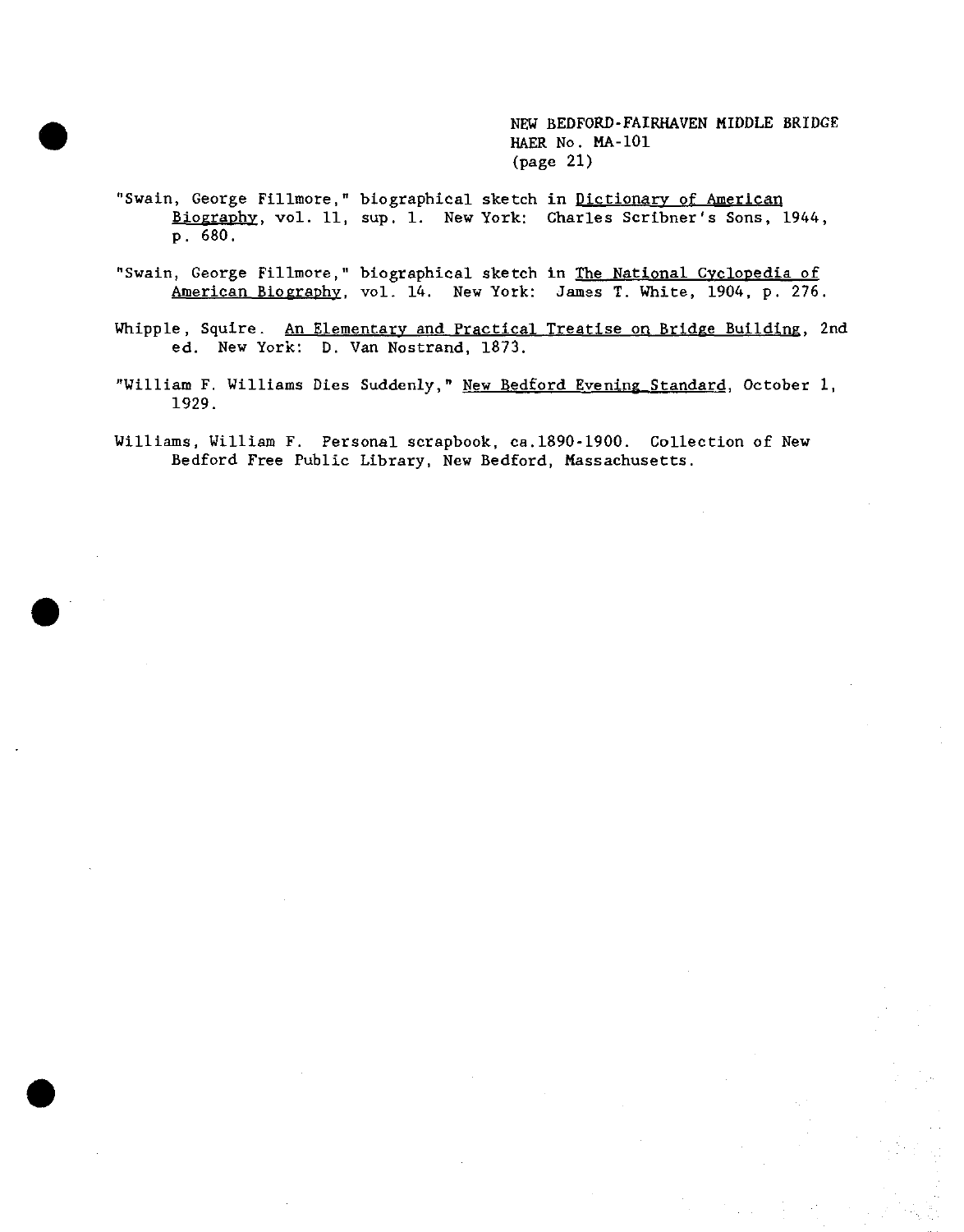"Swain, George Fillmore," biographical sketch in Dictionary of American Biography, vol. 11, sup. 1. New York: Charles Scribner's Sons, 1944, p. 680.

"Swain, George Fillmore," biographical sketch in The National Cyclopedia of American Biography, vol. 14. New York: James T. White, 1904, p. 276.

Whipple, Squire. An Elementary and Practical Treatise on Bridge Building, 2nd ed. New York: D. Van Nostrand, 1873.

"William F. Williams Dies Suddenly," New Bedford Evening Standard, October 1, 1929.

Williams, William F. Personal scrapbook, ca.1890-1900. Collection of New Bedford Free Public Library, New Bedford, Massachusetts.